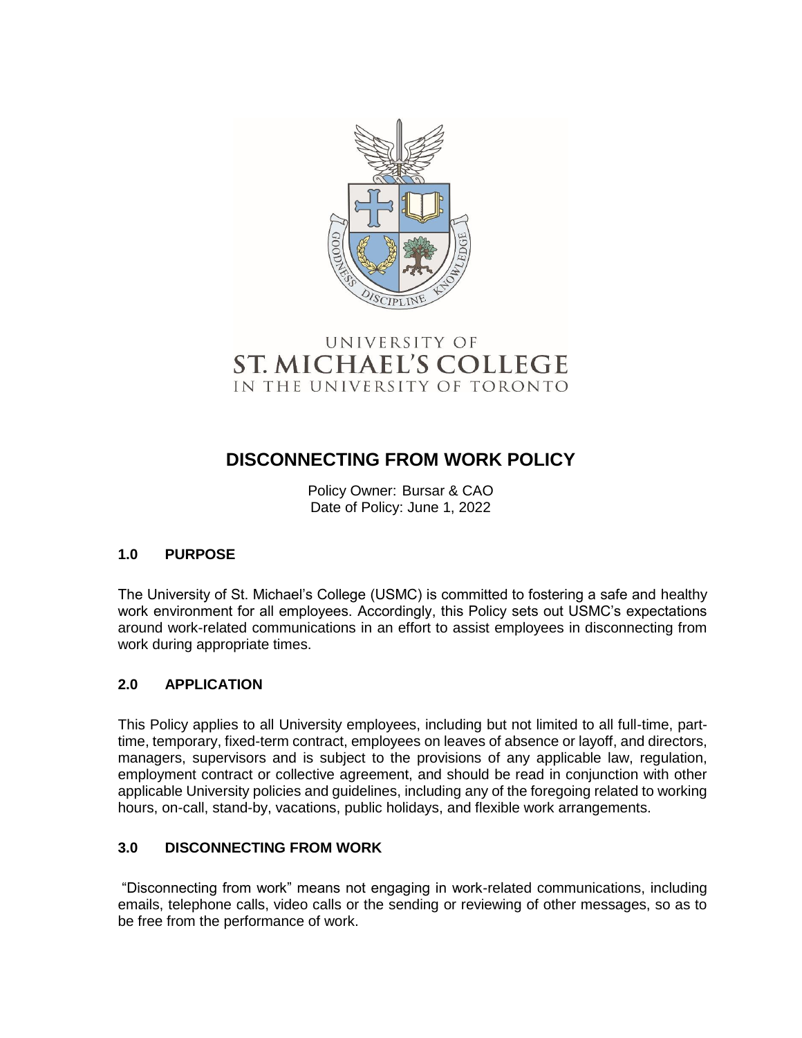UNIVERSITY OF
ST. MICHAEL'S COLLEGE
IN THE UNIVERSITY OF TORONTO

# DISCONNECTING FROM WORK POLICY

Policy Owner: Bursar & CAO
Date of Policy: June 1, 2022

## 1.0 PURPOSE

The University of St. Michael's College (USMC) is committed to fostering a safe and healthy work environment for all employees. Accordingly, this Policy sets out USMC's expectations around work-related communications in an effort to assist employees in disconnecting from work during appropriate times.

## 2.0 APPLICATION

This Policy applies to all University employees, including but not limited to all full-time, part-time, temporary, fixed-term contract, employees on leaves of absence or layoff, and directors, managers, supervisors and is subject to the provisions of any applicable law, regulation, employment contract or collective agreement, and should be read in conjunction with other applicable University policies and guidelines, including any of the foregoing related to working hours, on-call, stand-by, vacations, public holidays, and flexible work arrangements.

## 3.0 DISCONNECTING FROM WORK

"Disconnecting from work" means not engaging in work-related communications, including emails, telephone calls, video calls or the sending or reviewing of other messages, so as to be free from the performance of work.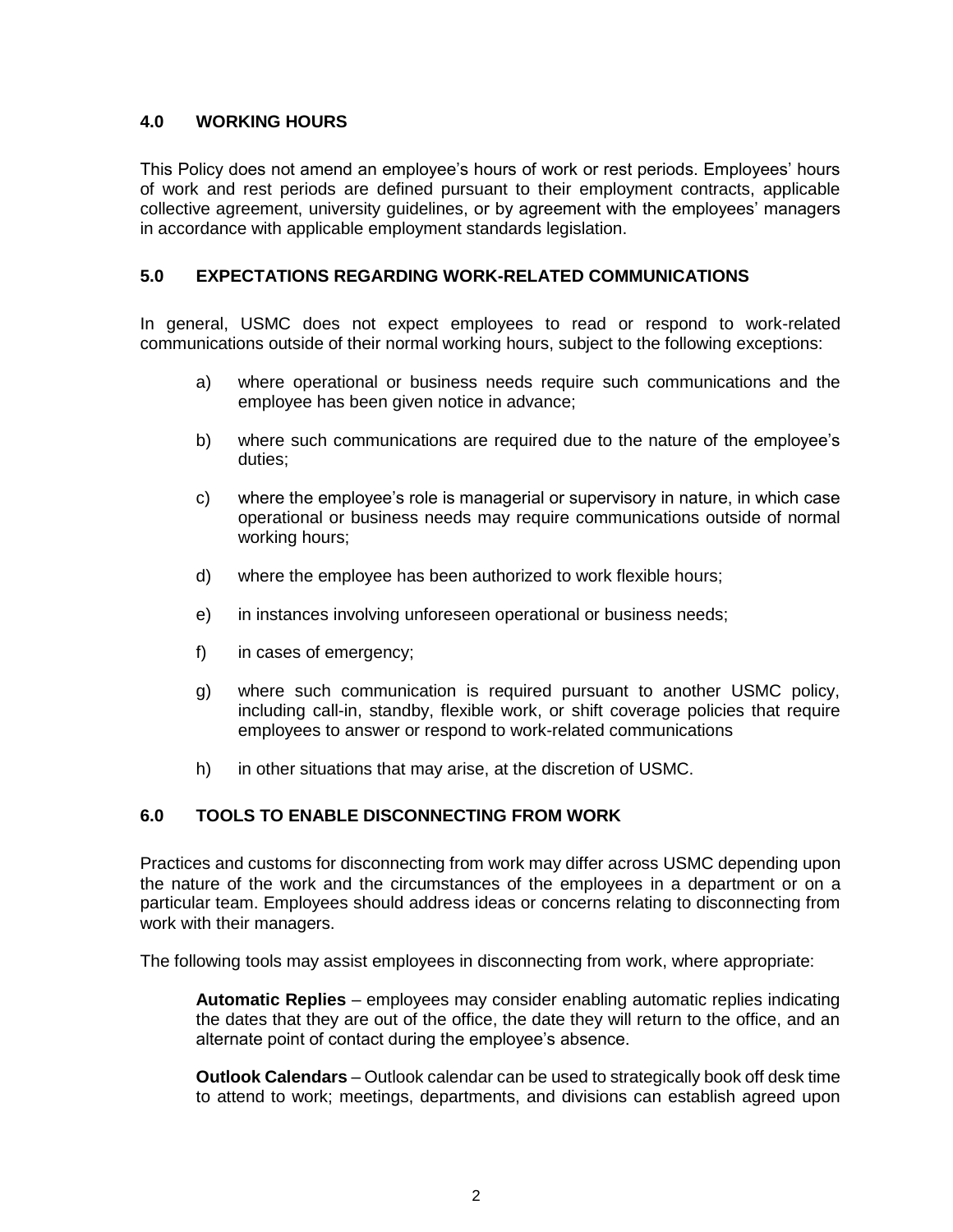## 4.0 WORKING HOURS

This Policy does not amend an employee's hours of work or rest periods. Employees' hours of work and rest periods are defined pursuant to their employment contracts, applicable collective agreement, university guidelines, or by agreement with the employees' managers in accordance with applicable employment standards legislation.

## 5.0 EXPECTATIONS REGARDING WORK-RELATED COMMUNICATIONS

In general, USMC does not expect employees to read or respond to work-related communications outside of their normal working hours, subject to the following exceptions:

a) where operational or business needs require such communications and the employee has been given notice in advance;

b) where such communications are required due to the nature of the employee's duties;

c) where the employee's role is managerial or supervisory in nature, in which case operational or business needs may require communications outside of normal working hours;

d) where the employee has been authorized to work flexible hours;

e) in instances involving unforeseen operational or business needs;

f) in cases of emergency;

g) where such communication is required pursuant to another USMC policy, including call-in, standby, flexible work, or shift coverage policies that require employees to answer or respond to work-related communications

h) in other situations that may arise, at the discretion of USMC.

## 6.0 TOOLS TO ENABLE DISCONNECTING FROM WORK

Practices and customs for disconnecting from work may differ across USMC depending upon the nature of the work and the circumstances of the employees in a department or on a particular team. Employees should address ideas or concerns relating to disconnecting from work with their managers.

The following tools may assist employees in disconnecting from work, where appropriate:

**Automatic Replies** – employees may consider enabling automatic replies indicating the dates that they are out of the office, the date they will return to the office, and an alternate point of contact during the employee's absence.

**Outlook Calendars** – Outlook calendar can be used to strategically book off desk time to attend to work; meetings, departments, and divisions can establish agreed upon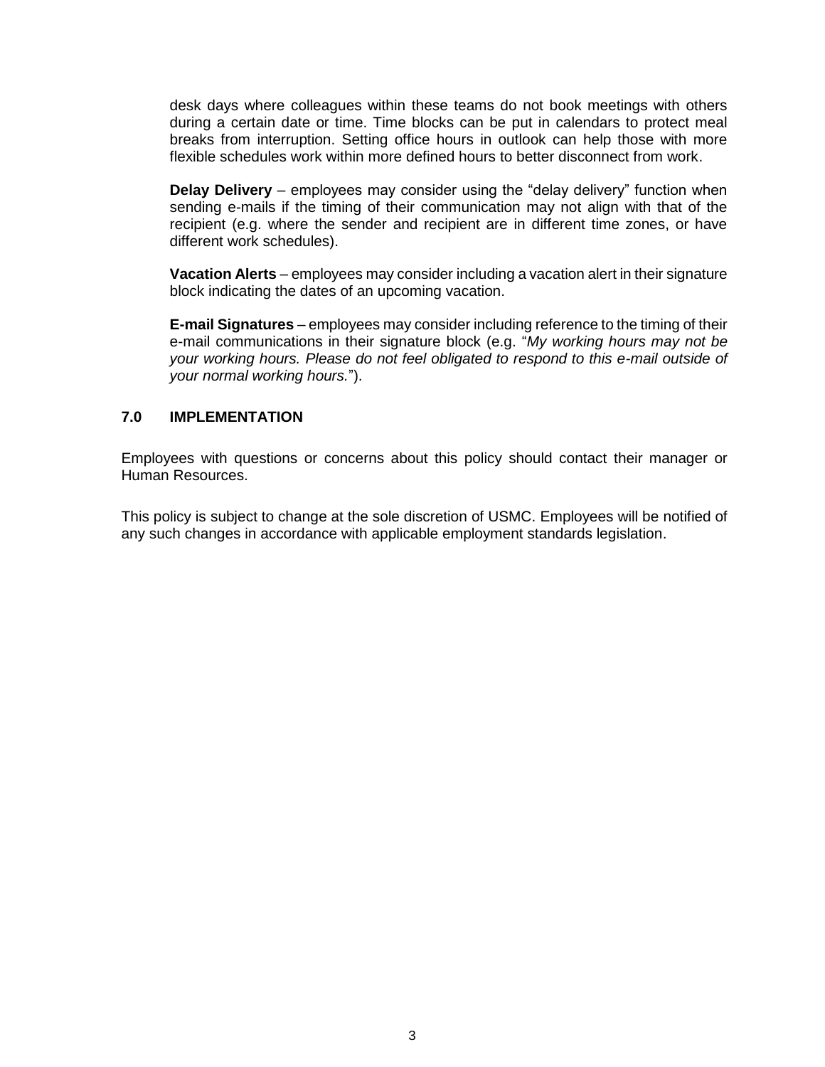desk days where colleagues within these teams do not book meetings with others during a certain date or time. Time blocks can be put in calendars to protect meal breaks from interruption. Setting office hours in outlook can help those with more flexible schedules work within more defined hours to better disconnect from work.

**Delay Delivery** – employees may consider using the "delay delivery" function when sending e-mails if the timing of their communication may not align with that of the recipient (e.g. where the sender and recipient are in different time zones, or have different work schedules).

**Vacation Alerts** – employees may consider including a vacation alert in their signature block indicating the dates of an upcoming vacation.

**E-mail Signatures** – employees may consider including reference to the timing of their e-mail communications in their signature block (e.g. "*My working hours may not be your working hours. Please do not feel obligated to respond to this e-mail outside of your normal working hours.*").

## 7.0 IMPLEMENTATION

Employees with questions or concerns about this policy should contact their manager or Human Resources.

This policy is subject to change at the sole discretion of USMC. Employees will be notified of any such changes in accordance with applicable employment standards legislation.